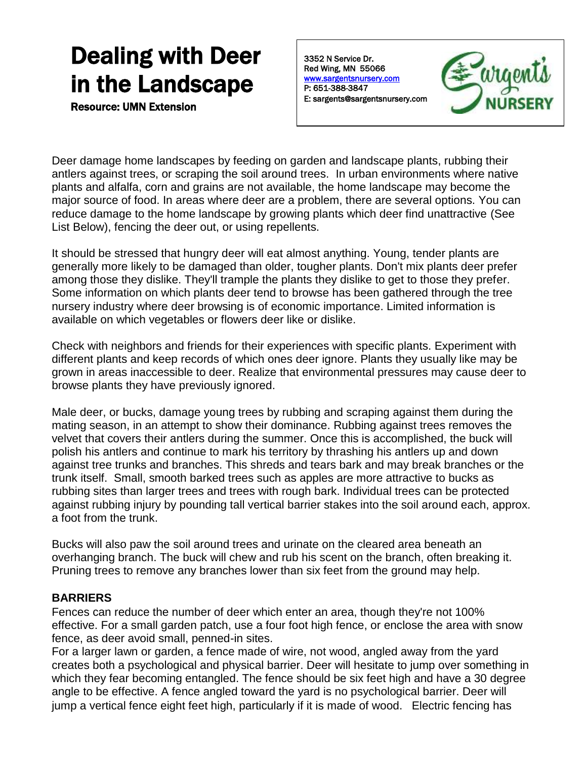# Dealing with Deer in the Landscape

**Resource: UMN Extension**

3352 N Service Dr.
Red Wing, MN 55066
www.sargentsnursery.com
P: 651-388-3847
E: sargents@sargentsnursery.com

Sargent's Nursery

Deer damage home landscapes by feeding on garden and landscape plants, rubbing their antlers against trees, or scraping the soil around trees. In urban environments where native plants and alfalfa, corn and grains are not available, the home landscape may become the major source of food. In areas where deer are a problem, there are several options. You can reduce damage to the home landscape by growing plants which deer find unattractive (See List Below), fencing the deer out, or using repellents.

It should be stressed that hungry deer will eat almost anything. Young, tender plants are generally more likely to be damaged than older, tougher plants. Don't mix plants deer prefer among those they dislike. They'll trample the plants they dislike to get to those they prefer. Some information on which plants deer tend to browse has been gathered through the tree nursery industry where deer browsing is of economic importance. Limited information is available on which vegetables or flowers deer like or dislike.

Check with neighbors and friends for their experiences with specific plants. Experiment with different plants and keep records of which ones deer ignore. Plants they usually like may be grown in areas inaccessible to deer. Realize that environmental pressures may cause deer to browse plants they have previously ignored.

Male deer, or bucks, damage young trees by rubbing and scraping against them during the mating season, in an attempt to show their dominance. Rubbing against trees removes the velvet that covers their antlers during the summer. Once this is accomplished, the buck will polish his antlers and continue to mark his territory by thrashing his antlers up and down against tree trunks and branches. This shreds and tears bark and may break branches or the trunk itself. Small, smooth barked trees such as apples are more attractive to bucks as rubbing sites than larger trees and trees with rough bark. Individual trees can be protected against rubbing injury by pounding tall vertical barrier stakes into the soil around each, approx. a foot from the trunk.

Bucks will also paw the soil around trees and urinate on the cleared area beneath an overhanging branch. The buck will chew and rub his scent on the branch, often breaking it. Pruning trees to remove any branches lower than six feet from the ground may help.

**BARRIERS**

Fences can reduce the number of deer which enter an area, though they're not 100% effective. For a small garden patch, use a four foot high fence, or enclose the area with snow fence, as deer avoid small, penned-in sites.

For a larger lawn or garden, a fence made of wire, not wood, angled away from the yard creates both a psychological and physical barrier. Deer will hesitate to jump over something in which they fear becoming entangled. The fence should be six feet high and have a 30 degree angle to be effective. A fence angled toward the yard is no psychological barrier. Deer will jump a vertical fence eight feet high, particularly if it is made of wood. Electric fencing has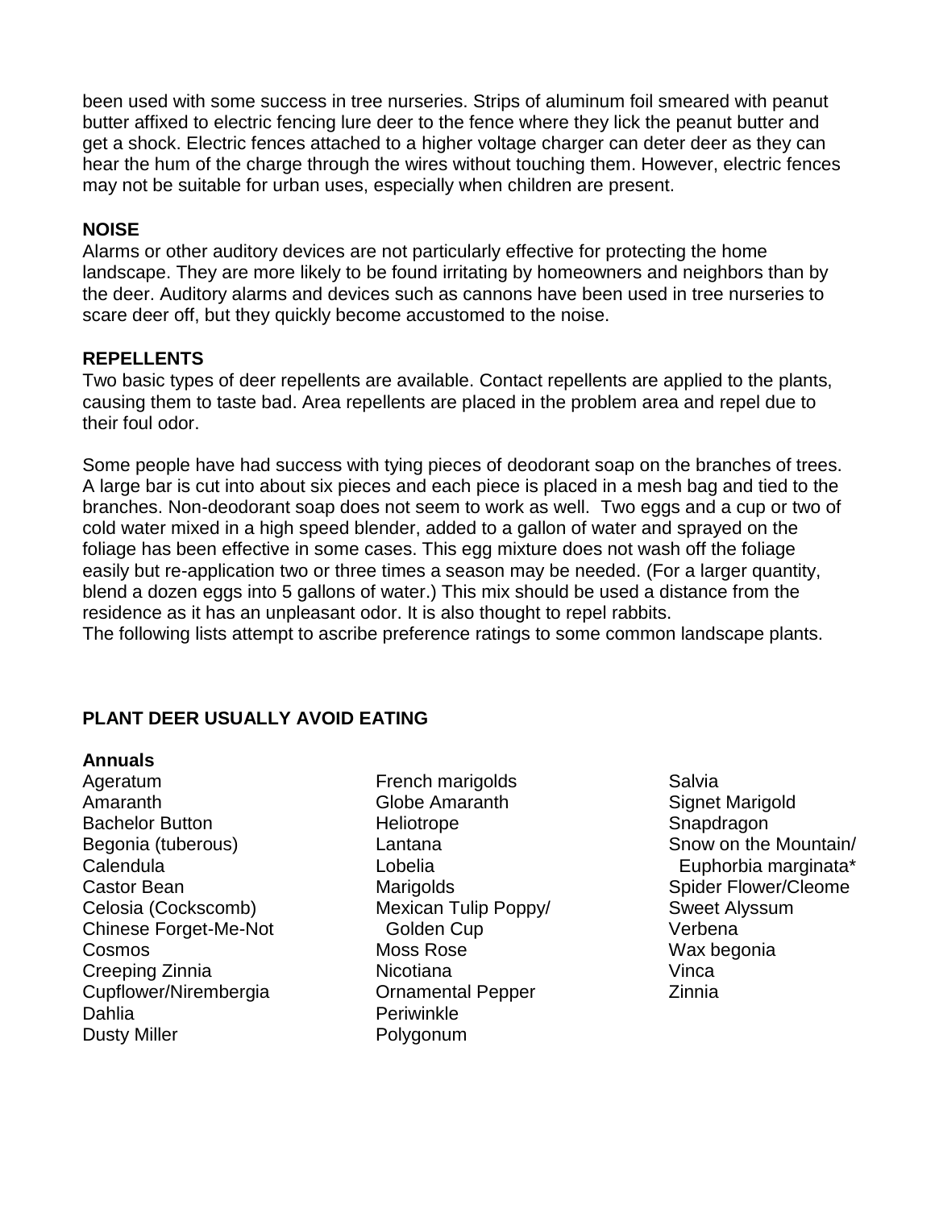been used with some success in tree nurseries. Strips of aluminum foil smeared with peanut butter affixed to electric fencing lure deer to the fence where they lick the peanut butter and get a shock. Electric fences attached to a higher voltage charger can deter deer as they can hear the hum of the charge through the wires without touching them. However, electric fences may not be suitable for urban uses, especially when children are present.

**NOISE**

Alarms or other auditory devices are not particularly effective for protecting the home landscape. They are more likely to be found irritating by homeowners and neighbors than by the deer. Auditory alarms and devices such as cannons have been used in tree nurseries to scare deer off, but they quickly become accustomed to the noise.

**REPELLENTS**

Two basic types of deer repellents are available. Contact repellents are applied to the plants, causing them to taste bad. Area repellents are placed in the problem area and repel due to their foul odor.

Some people have had success with tying pieces of deodorant soap on the branches of trees. A large bar is cut into about six pieces and each piece is placed in a mesh bag and tied to the branches. Non-deodorant soap does not seem to work as well. Two eggs and a cup or two of cold water mixed in a high speed blender, added to a gallon of water and sprayed on the foliage has been effective in some cases. This egg mixture does not wash off the foliage easily but re-application two or three times a season may be needed. (For a larger quantity, blend a dozen eggs into 5 gallons of water.) This mix should be used a distance from the residence as it has an unpleasant odor. It is also thought to repel rabbits.
The following lists attempt to ascribe preference ratings to some common landscape plants.

**PLANT DEER USUALLY AVOID EATING**

**Annuals**

Ageratum
Amaranth
Bachelor Button
Begonia (tuberous)
Calendula
Castor Bean
Celosia (Cockscomb)
Chinese Forget-Me-Not
Cosmos
Creeping Zinnia
Cupflower/Nirembergia
Dahlia
Dusty Miller
French marigolds
Globe Amaranth
Heliotrope
Lantana
Lobelia
Marigolds
Mexican Tulip Poppy/ Golden Cup
Moss Rose
Nicotiana
Ornamental Pepper
Periwinkle
Polygonum
Salvia
Signet Marigold
Snapdragon
Snow on the Mountain/ Euphorbia marginata*
Spider Flower/Cleome
Sweet Alyssum
Verbena
Wax begonia
Vinca
Zinnia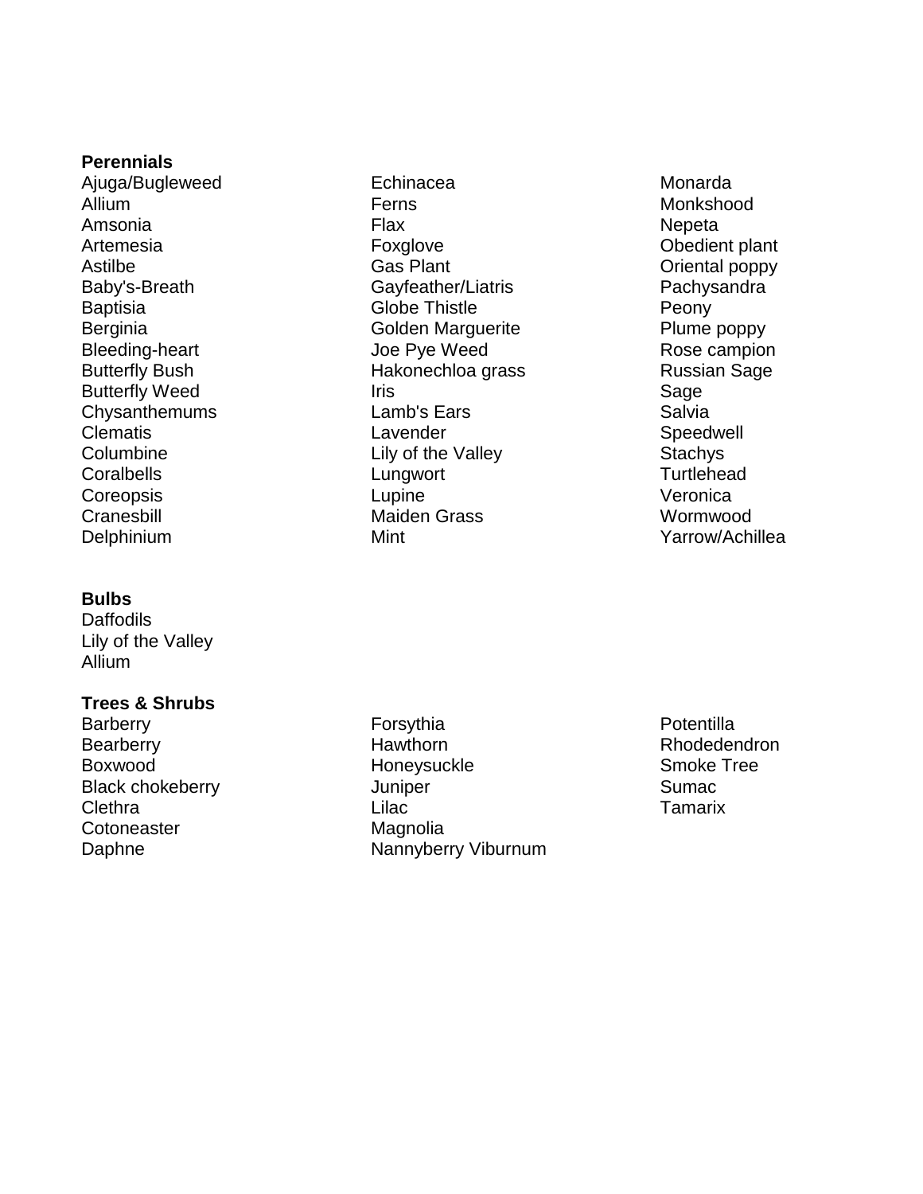**Perennials**

Ajuga/Bugleweed
Allium
Amsonia
Artemesia
Astilbe
Baby's-Breath
Baptisia
Berginia
Bleeding-heart
Butterfly Bush
Butterfly Weed
Chysanthemums
Clematis
Columbine
Coralbells
Coreopsis
Cranesbill
Delphinium
Echinacea
Ferns
Flax
Foxglove
Gas Plant
Gayfeather/Liatris
Globe Thistle
Golden Marguerite
Joe Pye Weed
Hakonechloa grass
Iris
Lamb's Ears
Lavender
Lily of the Valley
Lungwort
Lupine
Maiden Grass
Mint
Monarda
Monkshood
Nepeta
Obedient plant
Oriental poppy
Pachysandra
Peony
Plume poppy
Rose campion
Russian Sage
Sage
Salvia
Speedwell
Stachys
Turtlehead
Veronica
Wormwood
Yarrow/Achillea

**Bulbs**

Daffodils
Lily of the Valley
Allium

**Trees & Shrubs**

Barberry
Bearberry
Boxwood
Black chokeberry
Clethra
Cotoneaster
Daphne
Forsythia
Hawthorn
Honeysuckle
Juniper
Lilac
Magnolia
Nannyberry Viburnum
Potentilla
Rhodedendron
Smoke Tree
Sumac
Tamarix